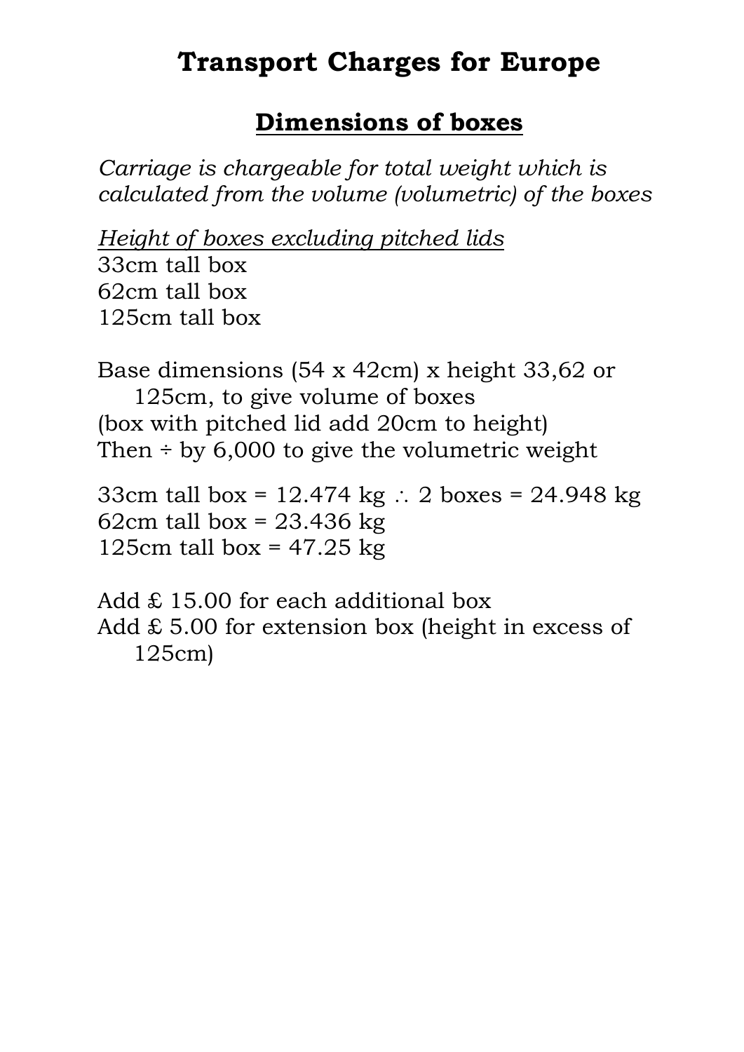# Transport Charges for Europe

## Dimensions of boxes

*Carriage is chargeable for total weight which is calculated from the volume (volumetric) of the boxes*

*Height of boxes excluding pitched lids*

33cm tall box
62cm tall box
125cm tall box

Base dimensions (54 x 42cm) x height 33,62 or 125cm, to give volume of boxes
(box with pitched lid add 20cm to height)
Then ÷ by 6,000 to give the volumetric weight

33cm tall box = 12.474 kg ∴ 2 boxes = 24.948 kg
62cm tall box = 23.436 kg
125cm tall box = 47.25 kg

Add £ 15.00 for each additional box
Add £ 5.00 for extension box (height in excess of 125cm)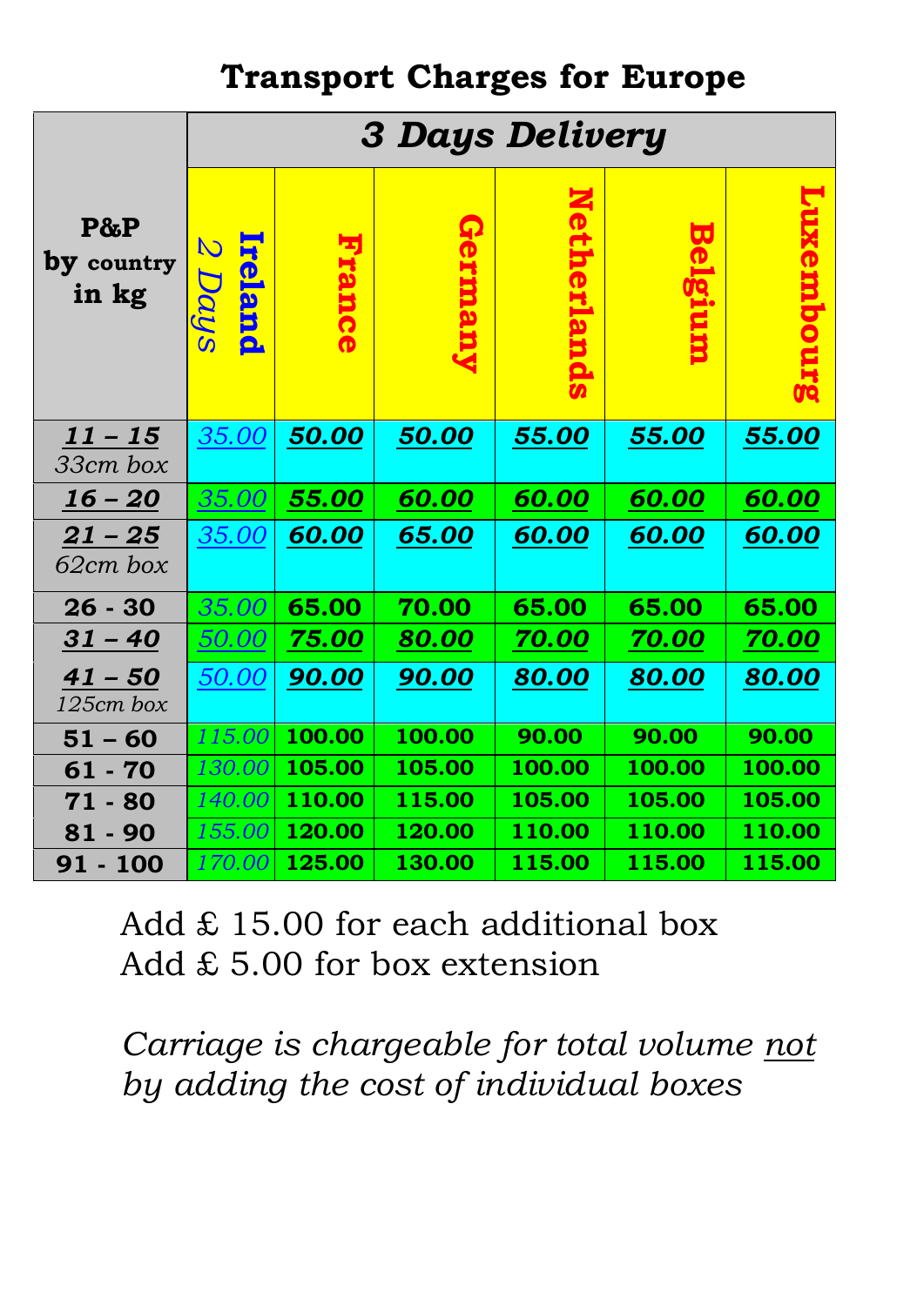# Transport Charges for Europe

| P&P by country in kg | *3 Days Delivery* | | | | | |
|---|---|---|---|---|---|---|
| | **Ireland** *2 Days* | **France** | **Germany** | **Netherlands** | **Belgium** | **Luxembourg** |
| ***11 – 15*** *33cm box* | *35.00* | ***50.00*** | ***50.00*** | ***55.00*** | ***55.00*** | ***55.00*** |
| ***16 – 20*** | *35.00* | ***55.00*** | ***60.00*** | ***60.00*** | ***60.00*** | ***60.00*** |
| ***21 – 25*** *62cm box* | *35.00* | ***60.00*** | ***65.00*** | ***60.00*** | ***60.00*** | ***60.00*** |
| **26 - 30** | *35.00* | **65.00** | **70.00** | **65.00** | **65.00** | **65.00** |
| ***31 – 40*** | *50.00* | ***75.00*** | ***80.00*** | ***70.00*** | ***70.00*** | ***70.00*** |
| ***41 – 50*** *125cm box* | *50.00* | ***90.00*** | ***90.00*** | ***80.00*** | ***80.00*** | ***80.00*** |
| **51 – 60** | *115.00* | **100.00** | **100.00** | **90.00** | **90.00** | **90.00** |
| **61 - 70** | *130.00* | **105.00** | **105.00** | **100.00** | **100.00** | **100.00** |
| **71 - 80** | *140.00* | **110.00** | **115.00** | **105.00** | **105.00** | **105.00** |
| **81 - 90** | *155.00* | **120.00** | **120.00** | **110.00** | **110.00** | **110.00** |
| **91 - 100** | *170.00* | **125.00** | **130.00** | **115.00** | **115.00** | **115.00** |

Add £ 15.00 for each additional box
Add £ 5.00 for box extension

*Carriage is chargeable for total volume not by adding the cost of individual boxes*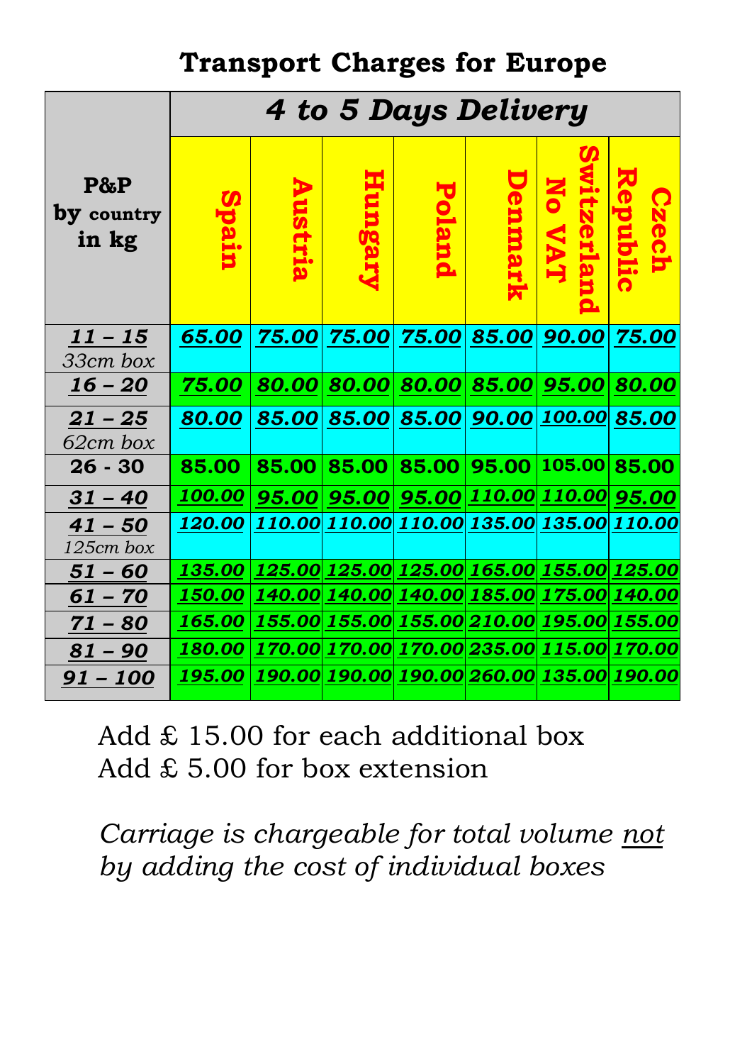# Transport Charges for Europe

| P&P by country in kg | 4 to 5 Days Delivery | | | | | | |
|---|---|---|---|---|---|---|---|
| | Spain | Austria | Hungary | Poland | Denmark | Switzerland No VAT | Czech Republic |
| 11 – 15 33cm box | 65.00 | 75.00 | 75.00 | 75.00 | 85.00 | 90.00 | 75.00 |
| 16 – 20 | 75.00 | 80.00 | 80.00 | 80.00 | 85.00 | 95.00 | 80.00 |
| 21 – 25 62cm box | 80.00 | 85.00 | 85.00 | 85.00 | 90.00 | 100.00 | 85.00 |
| 26 - 30 | 85.00 | 85.00 | 85.00 | 85.00 | 95.00 | 105.00 | 85.00 |
| 31 – 40 | 100.00 | 95.00 | 95.00 | 95.00 | 110.00 | 110.00 | 95.00 |
| 41 – 50 125cm box | 120.00 | 110.00 | 110.00 | 110.00 | 135.00 | 135.00 | 110.00 |
| 51 – 60 | 135.00 | 125.00 | 125.00 | 125.00 | 165.00 | 155.00 | 125.00 |
| 61 – 70 | 150.00 | 140.00 | 140.00 | 140.00 | 185.00 | 175.00 | 140.00 |
| 71 – 80 | 165.00 | 155.00 | 155.00 | 155.00 | 210.00 | 195.00 | 155.00 |
| 81 – 90 | 180.00 | 170.00 | 170.00 | 170.00 | 235.00 | 115.00 | 170.00 |
| 91 – 100 | 195.00 | 190.00 | 190.00 | 190.00 | 260.00 | 135.00 | 190.00 |

Add £ 15.00 for each additional box
Add £ 5.00 for box extension

*Carriage is chargeable for total volume not by adding the cost of individual boxes*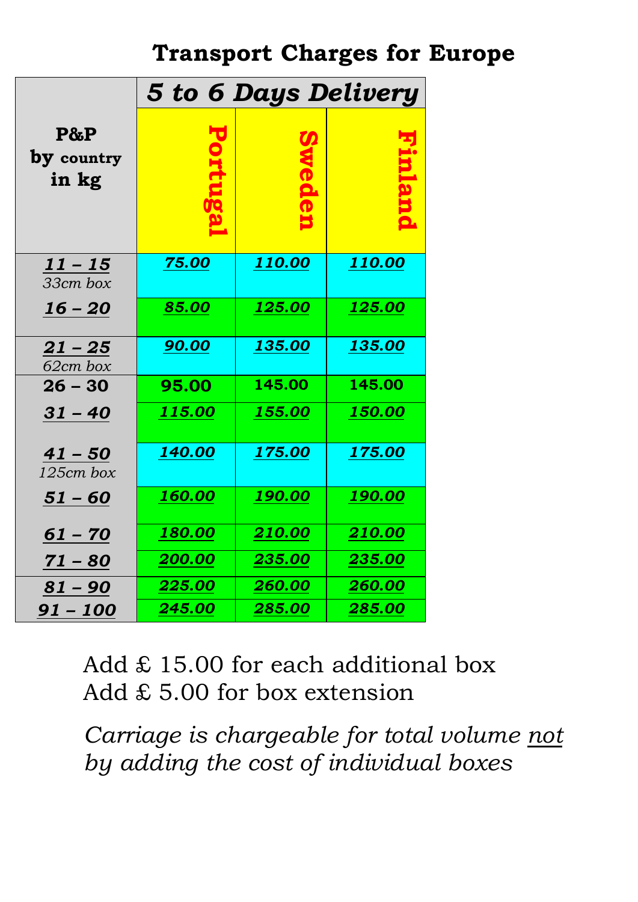# Transport Charges for Europe

| P&P by country in kg | 5 to 6 Days Delivery | | |
|---|---|---|---|
| | Portugal | Sweden | Finland |
| 11 – 15 *33cm box* | 75.00 | 110.00 | 110.00 |
| 16 – 20 | 85.00 | 125.00 | 125.00 |
| 21 – 25 *62cm box* | 90.00 | 135.00 | 135.00 |
| 26 – 30 | 95.00 | 145.00 | 145.00 |
| 31 – 40 | 115.00 | 155.00 | 150.00 |
| 41 – 50 *125cm box* | 140.00 | 175.00 | 175.00 |
| 51 – 60 | 160.00 | 190.00 | 190.00 |
| 61 – 70 | 180.00 | 210.00 | 210.00 |
| 71 – 80 | 200.00 | 235.00 | 235.00 |
| 81 – 90 | 225.00 | 260.00 | 260.00 |
| 91 – 100 | 245.00 | 285.00 | 285.00 |

Add £ 15.00 for each additional box
Add £ 5.00 for box extension

*Carriage is chargeable for total volume not by adding the cost of individual boxes*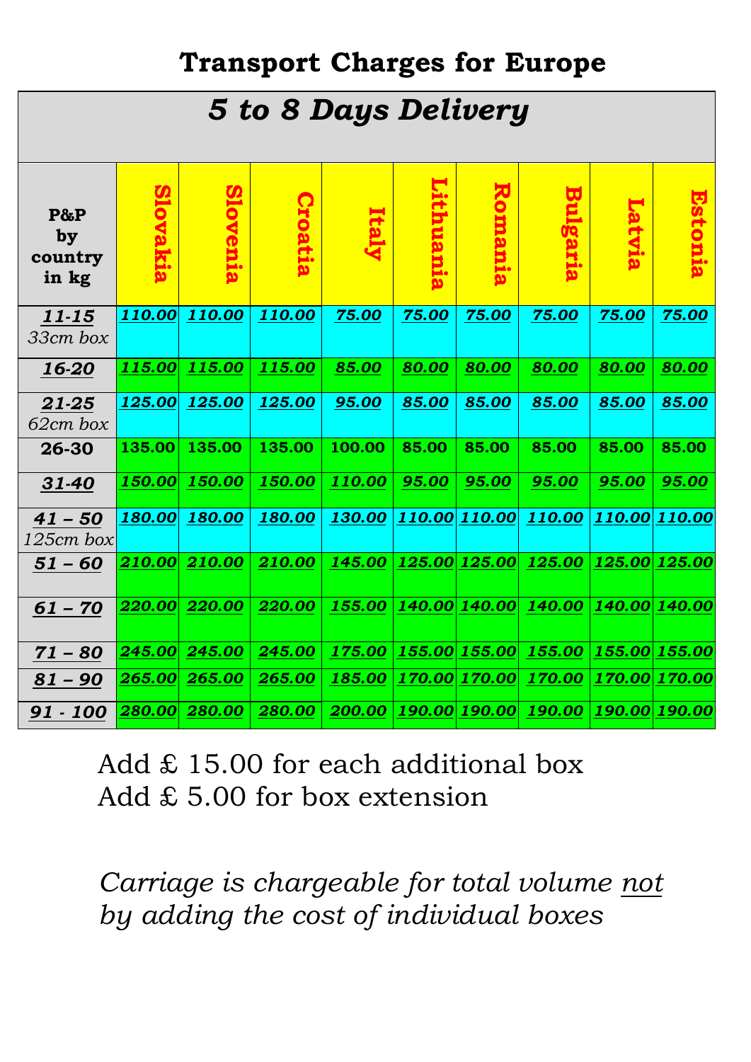# Transport Charges for Europe

| 5 to 8 Days Delivery | | | | | | | | | |
|---|---|---|---|---|---|---|---|---|---|
| **P&P by country in kg** | **Slovakia** | **Slovenia** | **Croatia** | **Italy** | **Lithuania** | **Romania** | **Bulgaria** | **Latvia** | **Estonia** |
| 11-15 *33cm box* | 110.00 | 110.00 | 110.00 | 75.00 | 75.00 | 75.00 | 75.00 | 75.00 | 75.00 |
| 16-20 | 115.00 | 115.00 | 115.00 | 85.00 | 80.00 | 80.00 | 80.00 | 80.00 | 80.00 |
| 21-25 *62cm box* | 125.00 | 125.00 | 125.00 | 95.00 | 85.00 | 85.00 | 85.00 | 85.00 | 85.00 |
| 26-30 | 135.00 | 135.00 | 135.00 | 100.00 | 85.00 | 85.00 | 85.00 | 85.00 | 85.00 |
| 31-40 | 150.00 | 150.00 | 150.00 | 110.00 | 95.00 | 95.00 | 95.00 | 95.00 | 95.00 |
| 41 – 50 *125cm box* | 180.00 | 180.00 | 180.00 | 130.00 | 110.00 | 110.00 | 110.00 | 110.00 | 110.00 |
| 51 – 60 | 210.00 | 210.00 | 210.00 | 145.00 | 125.00 | 125.00 | 125.00 | 125.00 | 125.00 |
| 61 – 70 | 220.00 | 220.00 | 220.00 | 155.00 | 140.00 | 140.00 | 140.00 | 140.00 | 140.00 |
| 71 – 80 | 245.00 | 245.00 | 245.00 | 175.00 | 155.00 | 155.00 | 155.00 | 155.00 | 155.00 |
| 81 – 90 | 265.00 | 265.00 | 265.00 | 185.00 | 170.00 | 170.00 | 170.00 | 170.00 | 170.00 |
| 91 - 100 | 280.00 | 280.00 | 280.00 | 200.00 | 190.00 | 190.00 | 190.00 | 190.00 | 190.00 |

Add £ 15.00 for each additional box
Add £ 5.00 for box extension

*Carriage is chargeable for total volume* *not* *by adding the cost of individual boxes*